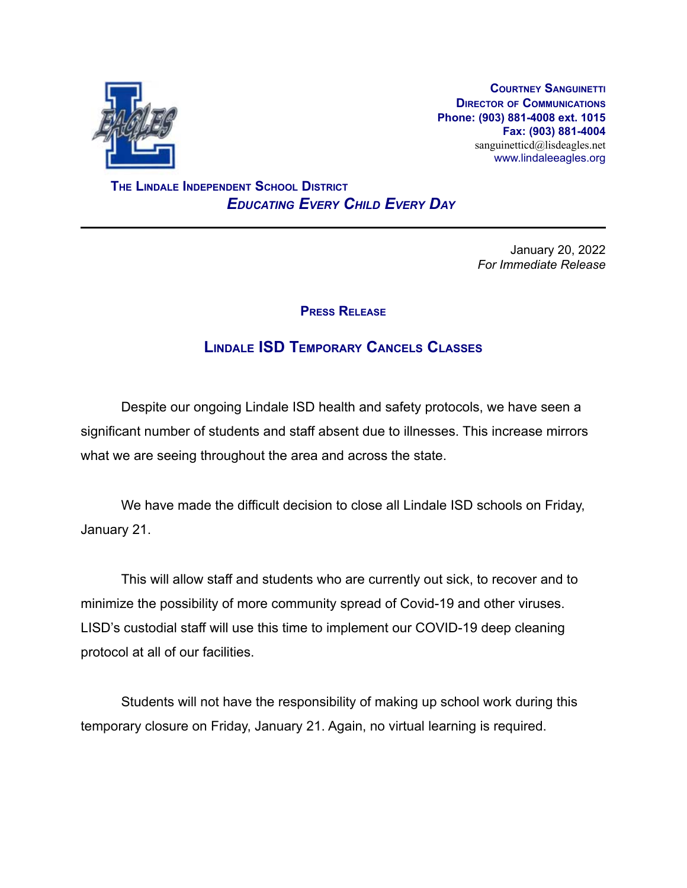**Courtney Sanguinetti**
**Director of Communications**
**Phone: (903) 881-4008 ext. 1015**
**Fax: (903) 881-4004**
sanguinetticd@lisdeagles.net
www.lindaleeagles.org

**The Lindale Independent School District**
***Educating Every Child Every Day***

---

January 20, 2022
*For Immediate Release*

## Press Release

## Lindale ISD Temporary Cancels Classes

Despite our ongoing Lindale ISD health and safety protocols, we have seen a significant number of students and staff absent due to illnesses. This increase mirrors what we are seeing throughout the area and across the state.

We have made the difficult decision to close all Lindale ISD schools on Friday, January 21.

This will allow staff and students who are currently out sick, to recover and to minimize the possibility of more community spread of Covid-19 and other viruses. LISD's custodial staff will use this time to implement our COVID-19 deep cleaning protocol at all of our facilities.

Students will not have the responsibility of making up school work during this temporary closure on Friday, January 21. Again, no virtual learning is required.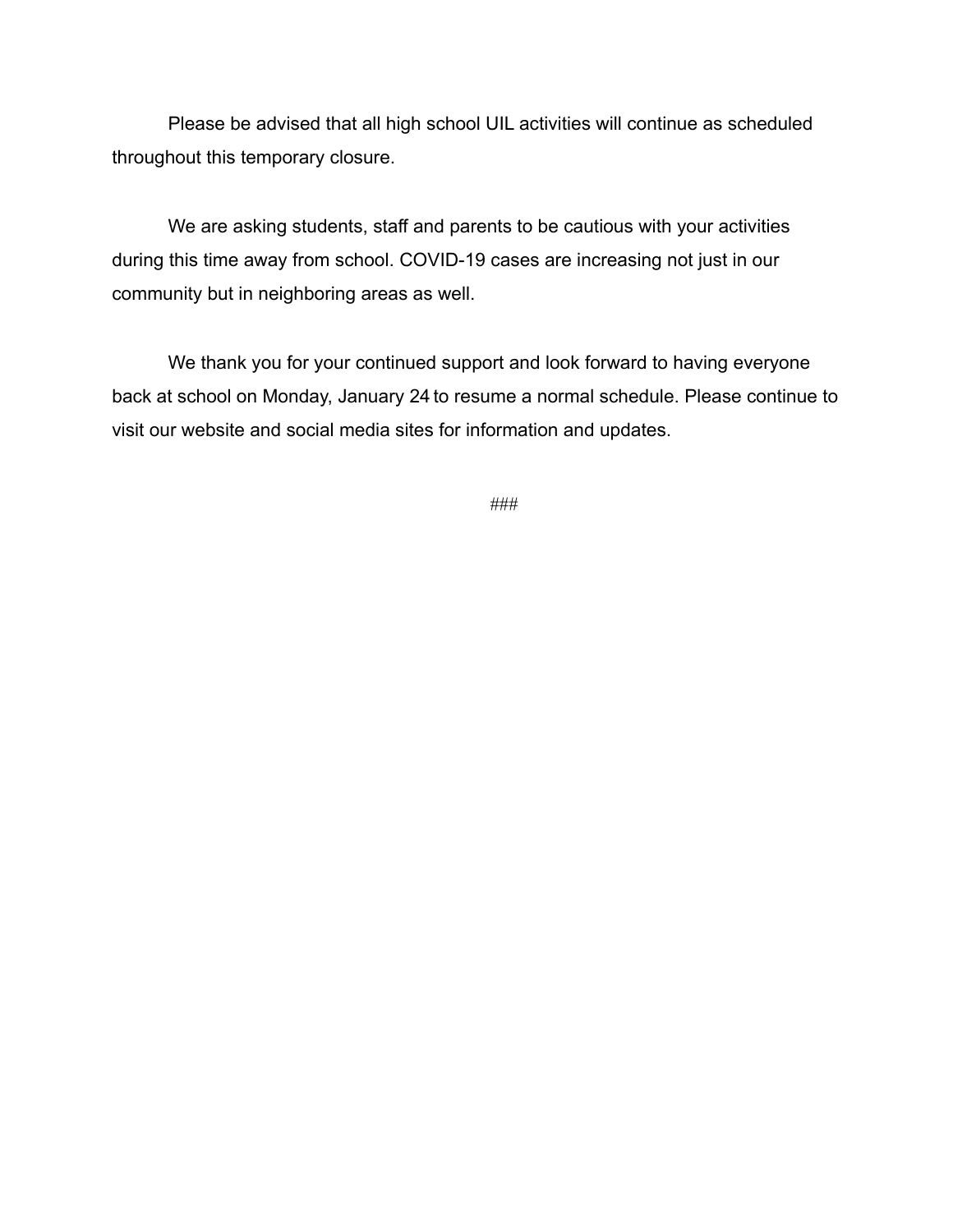Please be advised that all high school UIL activities will continue as scheduled throughout this temporary closure.

We are asking students, staff and parents to be cautious with your activities during this time away from school. COVID-19 cases are increasing not just in our community but in neighboring areas as well.

We thank you for your continued support and look forward to having everyone back at school on Monday, January 24 to resume a normal schedule. Please continue to visit our website and social media sites for information and updates.

###